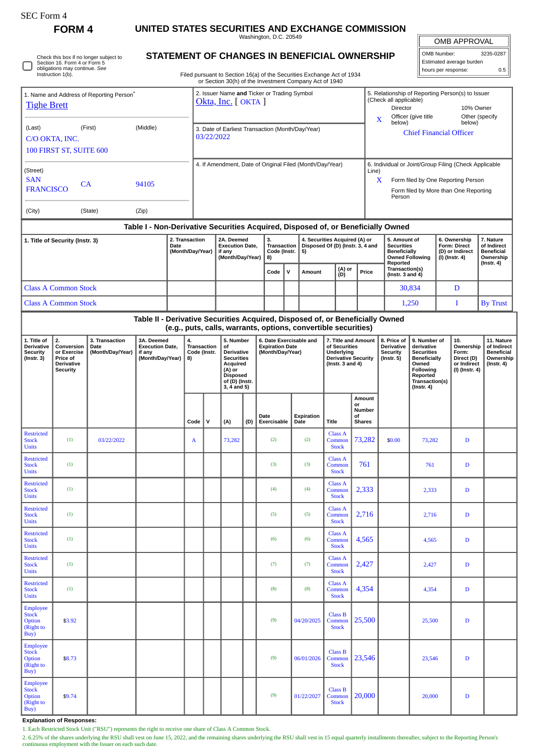SEC Form 4

# FORM 4

## UNITED STATES SECURITIES AND EXCHANGE COMMISSION

Washington, D.C. 20549

## STATEMENT OF CHANGES IN BENEFICIAL OWNERSHIP

Filed pursuant to Section 16(a) of the Securities Exchange Act of 1934 or Section 30(h) of the Investment Company Act of 1940

| OMB APPROVAL | |
|---|---|
| OMB Number: | 3235-0287 |
| Estimated average burden | |
| hours per response: | 0.5 |

☐ Check this box if no longer subject to Section 16. Form 4 or Form 5 obligations may continue. *See* Instruction 1(b).

1. Name and Address of Reporting Person*
Tighe Brett

(Last) (First) (Middle)
C/O OKTA, INC.
100 FIRST ST, SUITE 600

(Street)
SAN FRANCISCO CA 94105

(City) (State) (Zip)

2. Issuer Name **and** Ticker or Trading Symbol
Okta, Inc. [ OKTA ]

3. Date of Earliest Transaction (Month/Day/Year)
03/22/2022

4. If Amendment, Date of Original Filed (Month/Day/Year)

5. Relationship of Reporting Person(s) to Issuer (Check all applicable)
Director — 10% Owner
X Officer (give title below) — Other (specify below)
Chief Financial Officer

6. Individual or Joint/Group Filing (Check Applicable Line)
X Form filed by One Reporting Person
Form filed by More than One Reporting Person

### Table I - Non-Derivative Securities Acquired, Disposed of, or Beneficially Owned

| 1. Title of Security (Instr. 3) | 2. Transaction Date (Month/Day/Year) | 2A. Deemed Execution Date, if any (Month/Day/Year) | 3. Transaction Code (Instr. 8) | | 4. Securities Acquired (A) or Disposed Of (D) (Instr. 3, 4 and 5) | | | 5. Amount of Securities Beneficially Owned Following Reported Transaction(s) (Instr. 3 and 4) | 6. Ownership Form: Direct (D) or Indirect (I) (Instr. 4) | 7. Nature of Indirect Beneficial Ownership (Instr. 4) |
|---|---|---|---|---|---|---|---|---|---|---|
| | | | Code | V | Amount | (A) or (D) | Price | | | |
| Class A Common Stock | | | | | | | | 30,834 | D | |
| Class A Common Stock | | | | | | | | 1,250 | I | By Trust |

### Table II - Derivative Securities Acquired, Disposed of, or Beneficially Owned (e.g., puts, calls, warrants, options, convertible securities)

| 1. Title of Derivative Security (Instr. 3) | 2. Conversion or Exercise Price of Derivative Security | 3. Transaction Date (Month/Day/Year) | 3A. Deemed Execution Date, if any (Month/Day/Year) | 4. Transaction Code (Instr. 8) | | 5. Number of Derivative Securities Acquired (A) or Disposed of (D) (Instr. 3, 4 and 5) | | 6. Date Exercisable and Expiration Date (Month/Day/Year) | | 7. Title and Amount of Securities Underlying Derivative Security (Instr. 3 and 4) | | 8. Price of Derivative Security (Instr. 5) | 9. Number of derivative Securities Beneficially Owned Following Reported Transaction(s) (Instr. 4) | 10. Ownership Form: Direct (D) or Indirect (I) (Instr. 4) | 11. Nature of Indirect Beneficial Ownership (Instr. 4) |
|---|---|---|---|---|---|---|---|---|---|---|---|---|---|---|---|
| | | | | Code | V | (A) | (D) | Date Exercisable | Expiration Date | Title | Amount or Number of Shares | | | | |
| Restricted Stock Units | (1) | 03/22/2022 | | A | | 73,282 | | (2) | (2) | Class A Common Stock | 73,282 | $0.00 | 73,282 | D | |
| Restricted Stock Units | (1) | | | | | | | (3) | (3) | Class A Common Stock | 761 | | 761 | D | |
| Restricted Stock Units | (1) | | | | | | | (4) | (4) | Class A Common Stock | 2,333 | | 2,333 | D | |
| Restricted Stock Units | (1) | | | | | | | (5) | (5) | Class A Common Stock | 2,716 | | 2,716 | D | |
| Restricted Stock Units | (1) | | | | | | | (6) | (6) | Class A Common Stock | 4,565 | | 4,565 | D | |
| Restricted Stock Units | (1) | | | | | | | (7) | (7) | Class A Common Stock | 2,427 | | 2,427 | D | |
| Restricted Stock Units | (1) | | | | | | | (8) | (8) | Class A Common Stock | 4,354 | | 4,354 | D | |
| Employee Stock Option (Right to Buy) | $3.92 | | | | | | | (9) | 04/20/2025 | Class B Common Stock | 25,500 | | 25,500 | D | |
| Employee Stock Option (Right to Buy) | $8.73 | | | | | | | (9) | 06/01/2026 | Class B Common Stock | 23,546 | | 23,546 | D | |
| Employee Stock Option (Right to Buy) | $9.74 | | | | | | | (9) | 01/22/2027 | Class B Common Stock | 20,000 | | 20,000 | D | |

**Explanation of Responses:**

1. Each Restricted Stock Unit ("RSU") represents the right to receive one share of Class A Common Stock.

2. 6.25% of the shares underlying the RSU shall vest on June 15, 2022, and the remaining shares underlying the RSU shall vest in 15 equal quarterly installments thereafter, subject to the Reporting Person's continuous employment with the Issuer on each such date.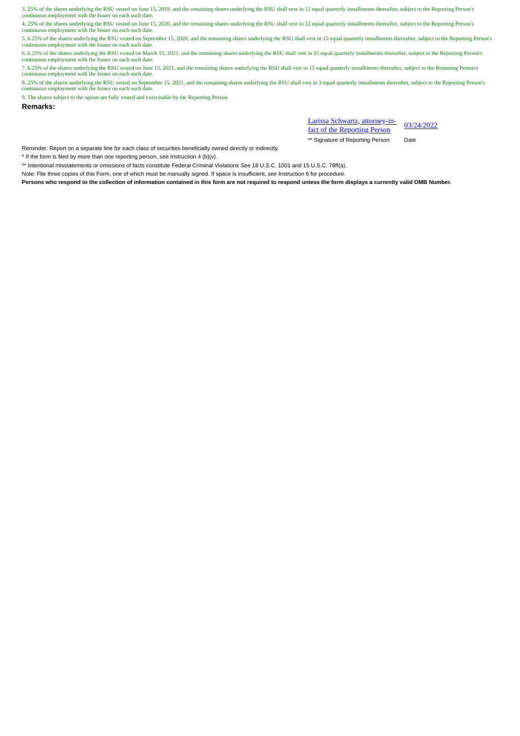3. 25% of the shares underlying the RSU vested on June 15, 2019, and the remaining shares underlying the RSU shall vest in 12 equal quarterly installments thereafter, subject to the Reporting Person's continuous employment with the Issuer on each such date.

4. 25% of the shares underlying the RSU vested on June 15, 2020, and the remaining shares underlying the RSU shall vest in 12 equal quarterly installments thereafter, subject to the Reporting Person's continuous employment with the Issuer on each such date.

5. 6.25% of the shares underlying the RSU vested on September 15, 2020, and the remaining shares underlying the RSU shall vest in 15 equal quarterly installments thereafter, subject to the Reporting Person's continuous employment with the Issuer on each such date.

6. 6.25% of the shares underlying the RSU vested on March 15, 2021, and the remaining shares underlying the RSU shall vest in 15 equal quarterly installments thereafter, subject to the Reporting Person's continuous employment with the Issuer on each such date.

7. 6.25% of the shares underlying the RSU vested on June 15, 2021, and the remaining shares underlying the RSU shall vest in 15 equal quarterly installments thereafter, subject to the Reporting Person's continuous employment with the Issuer on each such date.

8. 25% of the shares underlying the RSU vested on September 15, 2021, and the remaining shares underlying the RSU shall vest in 3 equal quarterly installments thereafter, subject to the Reporting Person's continuous employment with the Issuer on each such date.

9. The shares subject to the option are fully vested and exercisable by the Reporting Person.

**Remarks:**

| | |
|---|---|
| Larissa Schwartz, attorney-in-fact of the Reporting Person | 03/24/2022 |
| ** Signature of Reporting Person | Date |

Reminder: Report on a separate line for each class of securities beneficially owned directly or indirectly.

* If the form is filed by more than one reporting person, *see* Instruction 4 (b)(v).

** Intentional misstatements or omissions of facts constitute Federal Criminal Violations *See* 18 U.S.C. 1001 and 15 U.S.C. 78ff(a).

Note: File three copies of this Form, one of which must be manually signed. If space is insufficient, *see* Instruction 6 for procedure.

**Persons who respond to the collection of information contained in this form are not required to respond unless the form displays a currently valid OMB Number.**